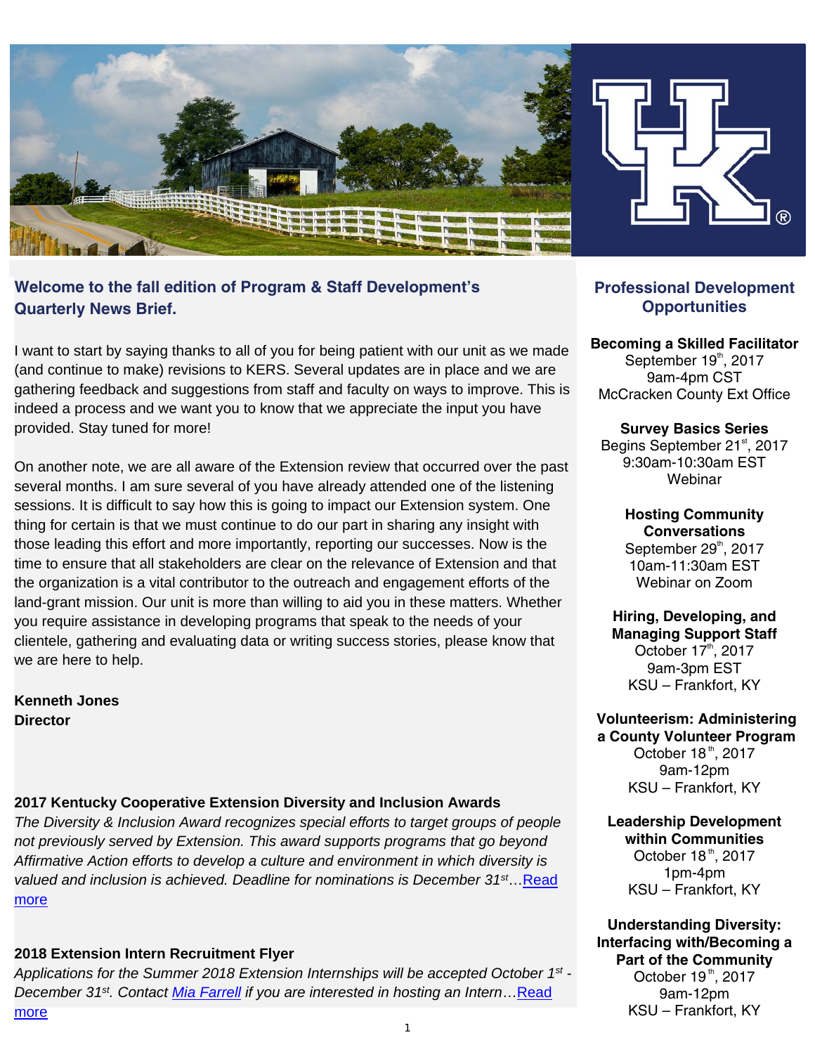## Welcome to the fall edition of Program & Staff Development's Quarterly News Brief.

I want to start by saying thanks to all of you for being patient with our unit as we made (and continue to make) revisions to KERS. Several updates are in place and we are gathering feedback and suggestions from staff and faculty on ways to improve. This is indeed a process and we want you to know that we appreciate the input you have provided. Stay tuned for more!

On another note, we are all aware of the Extension review that occurred over the past several months. I am sure several of you have already attended one of the listening sessions. It is difficult to say how this is going to impact our Extension system. One thing for certain is that we must continue to do our part in sharing any insight with those leading this effort and more importantly, reporting our successes. Now is the time to ensure that all stakeholders are clear on the relevance of Extension and that the organization is a vital contributor to the outreach and engagement efforts of the land-grant mission. Our unit is more than willing to aid you in these matters. Whether you require assistance in developing programs that speak to the needs of your clientele, gathering and evaluating data or writing success stories, please know that we are here to help.

**Kenneth Jones**
**Director**

### 2017 Kentucky Cooperative Extension Diversity and Inclusion Awards

*The Diversity & Inclusion Award recognizes special efforts to target groups of people not previously served by Extension. This award supports programs that go beyond Affirmative Action efforts to develop a culture and environment in which diversity is valued and inclusion is achieved. Deadline for nominations is December 31st…*[Read more]

### 2018 Extension Intern Recruitment Flyer

*Applications for the Summer 2018 Extension Internships will be accepted October 1st - December 31st. Contact* [Mia Farrell] *if you are interested in hosting an Intern…*[Read more]

## Professional Development Opportunities

**Becoming a Skilled Facilitator**
September 19th, 2017
9am-4pm CST
McCracken County Ext Office

**Survey Basics Series**
Begins September 21st, 2017
9:30am-10:30am EST
Webinar

**Hosting Community Conversations**
September 29th, 2017
10am-11:30am EST
Webinar on Zoom

**Hiring, Developing, and Managing Support Staff**
October 17th, 2017
9am-3pm EST
KSU – Frankfort, KY

**Volunteerism: Administering a County Volunteer Program**
October 18th, 2017
9am-12pm
KSU – Frankfort, KY

**Leadership Development within Communities**
October 18th, 2017
1pm-4pm
KSU – Frankfort, KY

**Understanding Diversity: Interfacing with/Becoming a Part of the Community**
October 19th, 2017
9am-12pm
KSU – Frankfort, KY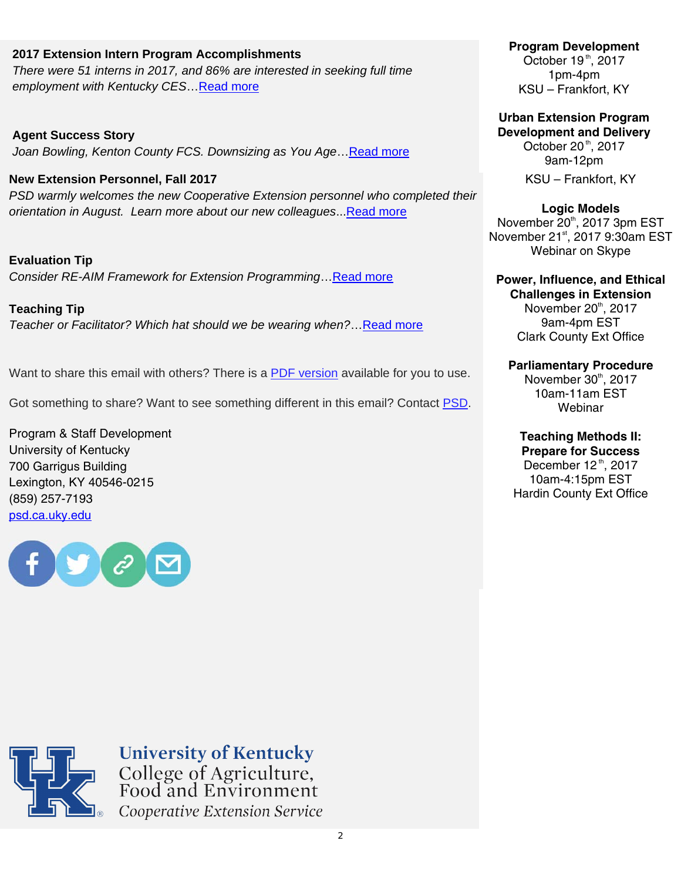**2017 Extension Intern Program Accomplishments**

*There were 51 interns in 2017, and 86% are interested in seeking full time employment with Kentucky CES…*Read more

**Agent Success Story**

*Joan Bowling, Kenton County FCS. Downsizing as You Age…*Read more

**New Extension Personnel, Fall 2017**

*PSD warmly welcomes the new Cooperative Extension personnel who completed their orientation in August. Learn more about our new colleagues...*Read more

**Evaluation Tip**

*Consider RE-AIM Framework for Extension Programming…*Read more

**Teaching Tip**

*Teacher or Facilitator? Which hat should we be wearing when?…*Read more

Want to share this email with others? There is a PDF version available for you to use.

Got something to share? Want to see something different in this email? Contact PSD.

Program & Staff Development
University of Kentucky
700 Garrigus Building
Lexington, KY 40546-0215
(859) 257-7193
psd.ca.uky.edu

University of Kentucky
College of Agriculture, Food and Environment
Cooperative Extension Service

**Program Development**
October 19th, 2017
1pm-4pm
KSU – Frankfort, KY

**Urban Extension Program Development and Delivery**
October 20th, 2017
9am-12pm
KSU – Frankfort, KY

**Logic Models**
November 20th, 2017 3pm EST
November 21st, 2017 9:30am EST
Webinar on Skype

**Power, Influence, and Ethical Challenges in Extension**
November 20th, 2017
9am-4pm EST
Clark County Ext Office

**Parliamentary Procedure**
November 30th, 2017
10am-11am EST
Webinar

**Teaching Methods II: Prepare for Success**
December 12th, 2017
10am-4:15pm EST
Hardin County Ext Office